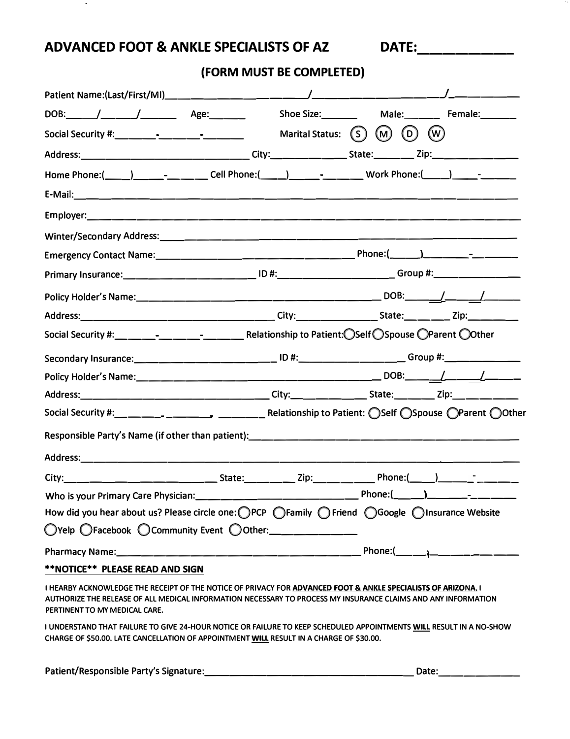# ADVANCED FOOT & ANKLE SPECIALISTS OF AZ

**DATE:____________**

## (FORM MUST BE COMPLETED)

Patient Name:(Last/First/MI)________________________/________________________/____________

DOB:______/______/_______ Age:_______ Shoe Size:_______ Male:_______ Female:_______

Social Security #:________-________-________ Marital Status: (S) (M) (D) (W)

Address:________________________________ City:______________ State:________ Zip:________________

Home Phone:(____)______-_______ Cell Phone:(_____)______-________ Work Phone:(_____)_____-______

E-Mail:_______________________________________________________________________________

Employer:_____________________________________________________________________________

Winter/Secondary Address:_______________________________________________________________

Emergency Contact Name:______________________________________ Phone:(______)_________-________

Primary Insurance:___________________________ ID #:______________________ Group #:_________________

Policy Holder's Name:______________________________________________ DOB:______/______/_______

Address:______________________________________ City:________________ State:_________ Zip:__________

Social Security #:________-________-________ Relationship to Patient: ◯Self ◯Spouse ◯Parent ◯Other

Secondary Insurance:___________________________ ID #:____________________ Group #:_______________

Policy Holder's Name:______________________________________________ DOB:______/______/_______

Address:______________________________________ City:______________ State:________ Zip:____________

Social Security #:________-________-________ Relationship to Patient: ◯Self ◯Spouse ◯Parent ◯Other

Responsible Party's Name (if other than patient):_________________________________________________

Address:_______________________________________________________________________________

City:____________________________ State:_________ Zip:___________ Phone:(_____)______-_______

Who is your Primary Care Physician:________________________________ Phone:(______)________-_________

How did you hear about us? Please circle one: ◯PCP ◯Family ◯Friend ◯Google ◯Insurance Website ◯Yelp ◯Facebook ◯Community Event ◯Other:________________

Pharmacy Name:____________________________________________ Phone:(______)__________________

**\*\*NOTICE\*\* PLEASE READ AND SIGN**

I HEARBY ACKNOWLEDGE THE RECEIPT OF THE NOTICE OF PRIVACY FOR **ADVANCED FOOT & ANKLE SPECIALISTS OF ARIZONA.** I AUTHORIZE THE RELEASE OF ALL MEDICAL INFORMATION NECESSARY TO PROCESS MY INSURANCE CLAIMS AND ANY INFORMATION PERTINENT TO MY MEDICAL CARE.

I UNDERSTAND THAT FAILURE TO GIVE 24-HOUR NOTICE OR FAILURE TO KEEP SCHEDULED APPOINTMENTS **WILL** RESULT IN A NO-SHOW CHARGE OF $50.00. LATE CANCELLATION OF APPOINTMENT **WILL** RESULT IN A CHARGE OF $30.00.

Patient/Responsible Party's Signature:_____________________________________ Date:________________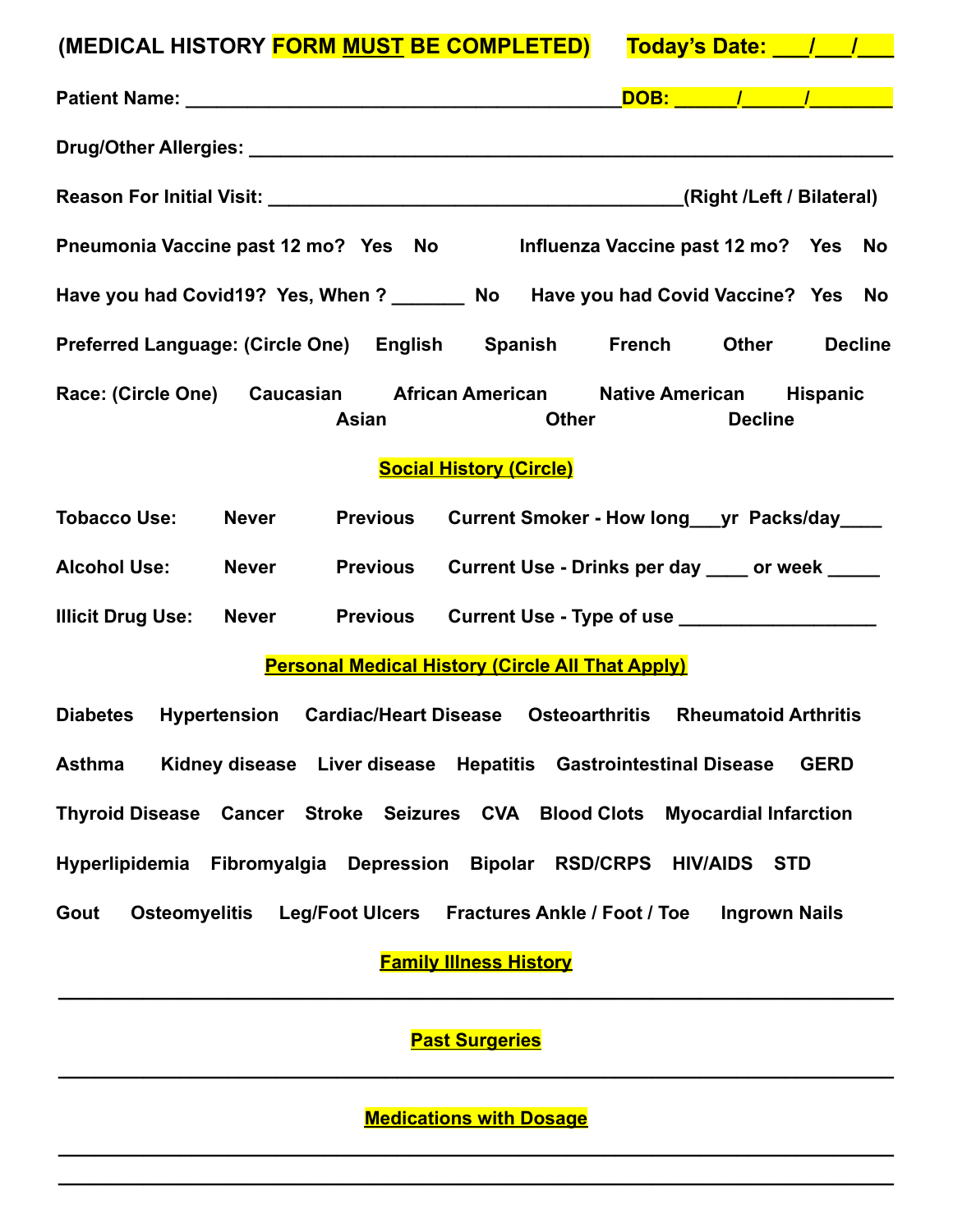**(MEDICAL HISTORY FORM MUST BE COMPLETED)** **Today's Date: \_\_\_/\_\_\_/\_\_\_**

**Patient Name: \_\_\_\_\_\_\_\_\_\_\_\_\_\_\_\_\_\_\_\_\_\_\_\_\_\_\_\_\_\_\_\_\_\_\_\_\_\_\_\_\_\_DOB: \_\_\_\_\_\_/\_\_\_\_\_\_/\_\_\_\_\_\_\_\_**

**Drug/Other Allergies: \_\_\_\_\_\_\_\_\_\_\_\_\_\_\_\_\_\_\_\_\_\_\_\_\_\_\_\_\_\_\_\_\_\_\_\_\_\_\_\_\_\_\_\_\_\_\_\_\_\_\_\_\_\_\_\_\_\_\_\_\_\_**

**Reason For Initial Visit: \_\_\_\_\_\_\_\_\_\_\_\_\_\_\_\_\_\_\_\_\_\_\_\_\_\_\_\_\_\_\_\_\_\_\_\_\_\_\_\_(Right /Left / Bilateral)**

**Pneumonia Vaccine past 12 mo? Yes No** **Influenza Vaccine past 12 mo? Yes No**

**Have you had Covid19? Yes, When ? \_\_\_\_\_\_\_ No** **Have you had Covid Vaccine? Yes No**

**Preferred Language: (Circle One) English Spanish French Other Decline**

**Race: (Circle One) Caucasian African American Native American Hispanic Asian Other Decline**

## Social History (Circle)

**Tobacco Use: Never Previous Current Smoker - How long\_\_\_yr Packs/day\_\_\_\_**

**Alcohol Use: Never Previous Current Use - Drinks per day \_\_\_\_ or week \_\_\_\_\_**

**Illicit Drug Use: Never Previous Current Use - Type of use \_\_\_\_\_\_\_\_\_\_\_\_\_\_\_\_\_\_\_**

## Personal Medical History (Circle All That Apply)

**Diabetes Hypertension Cardiac/Heart Disease Osteoarthritis Rheumatoid Arthritis**

**Asthma Kidney disease Liver disease Hepatitis Gastrointestinal Disease GERD**

**Thyroid Disease Cancer Stroke Seizures CVA Blood Clots Myocardial Infarction**

**Hyperlipidemia Fibromyalgia Depression Bipolar RSD/CRPS HIV/AIDS STD**

**Gout Osteomyelitis Leg/Foot Ulcers Fractures Ankle / Foot / Toe Ingrown Nails**

## Family Illness History

\_\_\_\_\_\_\_\_\_\_\_\_\_\_\_\_\_\_\_\_\_\_\_\_\_\_\_\_\_\_\_\_\_\_\_\_\_\_\_\_\_\_\_\_\_\_\_\_\_\_\_\_\_\_\_\_\_\_\_\_\_\_\_\_\_\_\_\_\_\_\_\_\_\_\_\_

## Past Surgeries

\_\_\_\_\_\_\_\_\_\_\_\_\_\_\_\_\_\_\_\_\_\_\_\_\_\_\_\_\_\_\_\_\_\_\_\_\_\_\_\_\_\_\_\_\_\_\_\_\_\_\_\_\_\_\_\_\_\_\_\_\_\_\_\_\_\_\_\_\_\_\_\_\_\_\_\_

## Medications with Dosage

\_\_\_\_\_\_\_\_\_\_\_\_\_\_\_\_\_\_\_\_\_\_\_\_\_\_\_\_\_\_\_\_\_\_\_\_\_\_\_\_\_\_\_\_\_\_\_\_\_\_\_\_\_\_\_\_\_\_\_\_\_\_\_\_\_\_\_\_\_\_\_\_\_\_\_\_

\_\_\_\_\_\_\_\_\_\_\_\_\_\_\_\_\_\_\_\_\_\_\_\_\_\_\_\_\_\_\_\_\_\_\_\_\_\_\_\_\_\_\_\_\_\_\_\_\_\_\_\_\_\_\_\_\_\_\_\_\_\_\_\_\_\_\_\_\_\_\_\_\_\_\_\_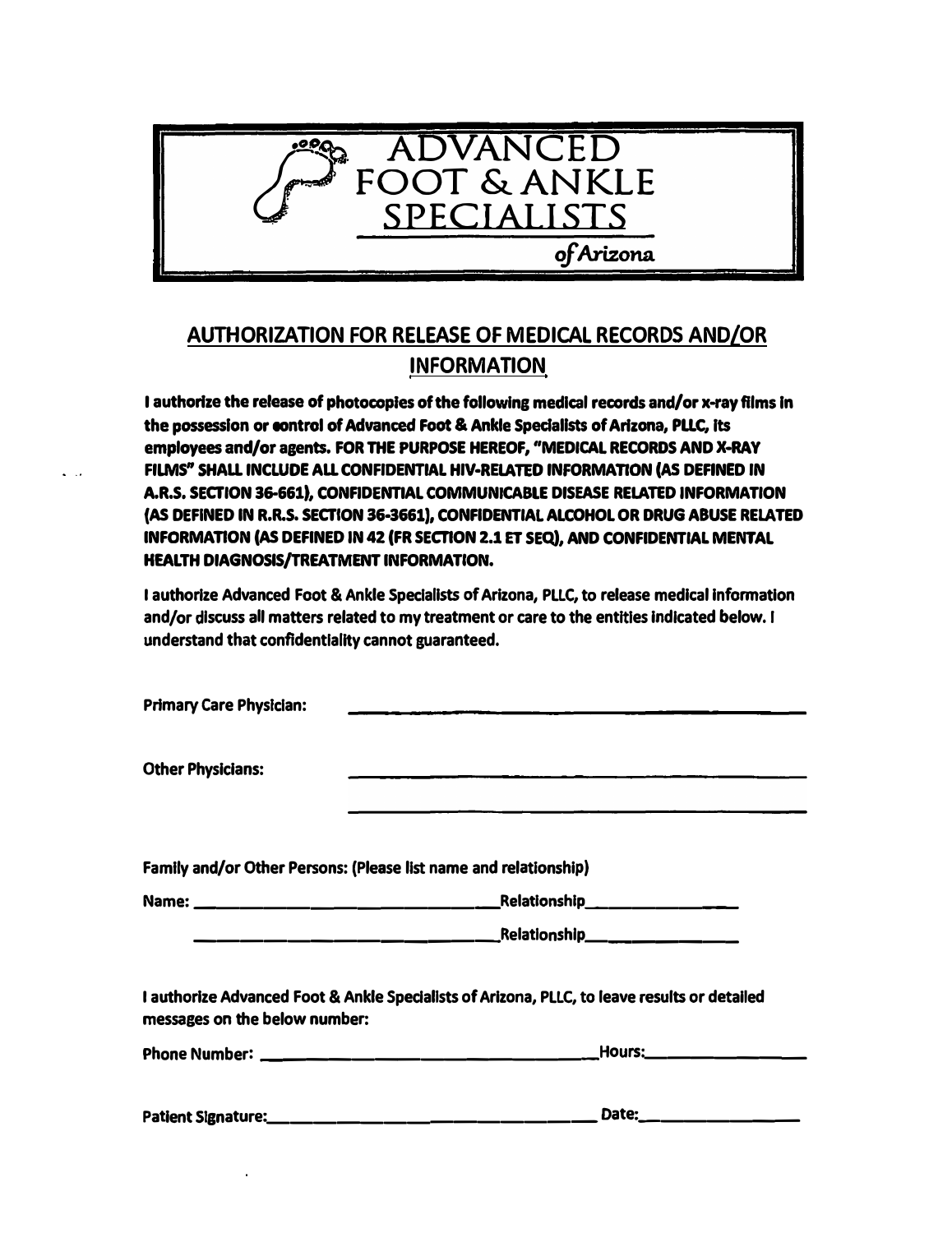# ADVANCED FOOT & ANKLE SPECIALISTS

*of Arizona*

## AUTHORIZATION FOR RELEASE OF MEDICAL RECORDS AND/OR INFORMATION

**I authorize the release of photocopies of the following medical records and/or x-ray films in the possession or control of Advanced Foot & Ankle Specialists of Arizona, PLLC, its employees and/or agents. FOR THE PURPOSE HEREOF, "MEDICAL RECORDS AND X-RAY FILMS" SHALL INCLUDE ALL CONFIDENTIAL HIV-RELATED INFORMATION (AS DEFINED IN A.R.S. SECTION 36-661), CONFIDENTIAL COMMUNICABLE DISEASE RELATED INFORMATION (AS DEFINED IN R.R.S. SECTION 36-3661), CONFIDENTIAL ALCOHOL OR DRUG ABUSE RELATED INFORMATION (AS DEFINED IN 42 (FR SECTION 2.1 ET SEQ), AND CONFIDENTIAL MENTAL HEALTH DIAGNOSIS/TREATMENT INFORMATION.**

**I authorize Advanced Foot & Ankle Specialists of Arizona, PLLC, to release medical information and/or discuss all matters related to my treatment or care to the entities indicated below. I understand that confidentiality cannot guaranteed.**

**Primary Care Physician:** ______________________________

**Other Physicians:** ______________________________

______________________________

**Family and/or Other Persons: (Please list name and relationship)**

**Name:** ______________________________ **Relationship**_______________

______________________________ **Relationship**_______________

**I authorize Advanced Foot & Ankle Specialists of Arizona, PLLC, to leave results or detailed messages on the below number:**

**Phone Number:** ______________________________ **Hours:**_______________

**Patient Signature:**______________________________ **Date:**_______________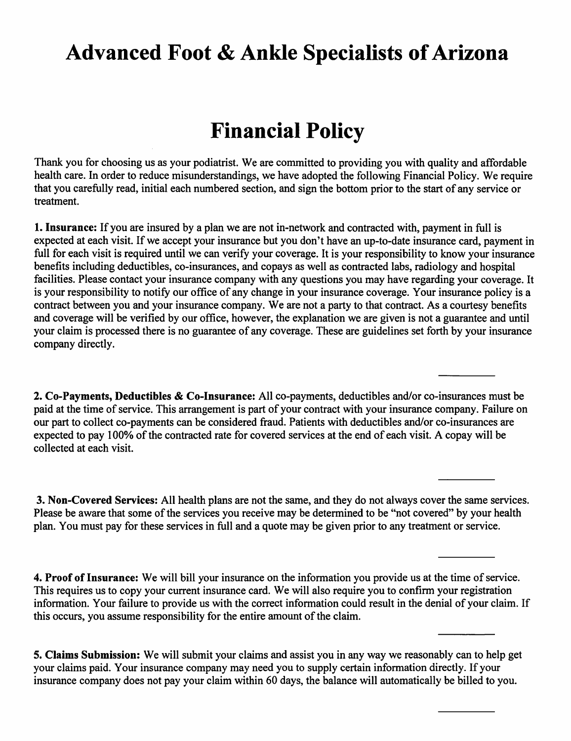# Advanced Foot & Ankle Specialists of Arizona

# Financial Policy

Thank you for choosing us as your podiatrist. We are committed to providing you with quality and affordable health care. In order to reduce misunderstandings, we have adopted the following Financial Policy. We require that you carefully read, initial each numbered section, and sign the bottom prior to the start of any service or treatment.

**1. Insurance:** If you are insured by a plan we are not in-network and contracted with, payment in full is expected at each visit. If we accept your insurance but you don't have an up-to-date insurance card, payment in full for each visit is required until we can verify your coverage. It is your responsibility to know your insurance benefits including deductibles, co-insurances, and copays as well as contracted labs, radiology and hospital facilities. Please contact your insurance company with any questions you may have regarding your coverage. It is your responsibility to notify our office of any change in your insurance coverage. Your insurance policy is a contract between you and your insurance company. We are not a party to that contract. As a courtesy benefits and coverage will be verified by our office, however, the explanation we are given is not a guarantee and until your claim is processed there is no guarantee of any coverage. These are guidelines set forth by your insurance company directly.

\_\_\_\_\_\_\_\_\_\_

**2. Co-Payments, Deductibles & Co-Insurance:** All co-payments, deductibles and/or co-insurances must be paid at the time of service. This arrangement is part of your contract with your insurance company. Failure on our part to collect co-payments can be considered fraud. Patients with deductibles and/or co-insurances are expected to pay 100% of the contracted rate for covered services at the end of each visit. A copay will be collected at each visit.

\_\_\_\_\_\_\_\_\_\_

**3. Non-Covered Services:** All health plans are not the same, and they do not always cover the same services. Please be aware that some of the services you receive may be determined to be "not covered" by your health plan. You must pay for these services in full and a quote may be given prior to any treatment or service.

\_\_\_\_\_\_\_\_\_\_

**4. Proof of Insurance:** We will bill your insurance on the information you provide us at the time of service. This requires us to copy your current insurance card. We will also require you to confirm your registration information. Your failure to provide us with the correct information could result in the denial of your claim. If this occurs, you assume responsibility for the entire amount of the claim.

\_\_\_\_\_\_\_\_\_\_

**5. Claims Submission:** We will submit your claims and assist you in any way we reasonably can to help get your claims paid. Your insurance company may need you to supply certain information directly. If your insurance company does not pay your claim within 60 days, the balance will automatically be billed to you.

\_\_\_\_\_\_\_\_\_\_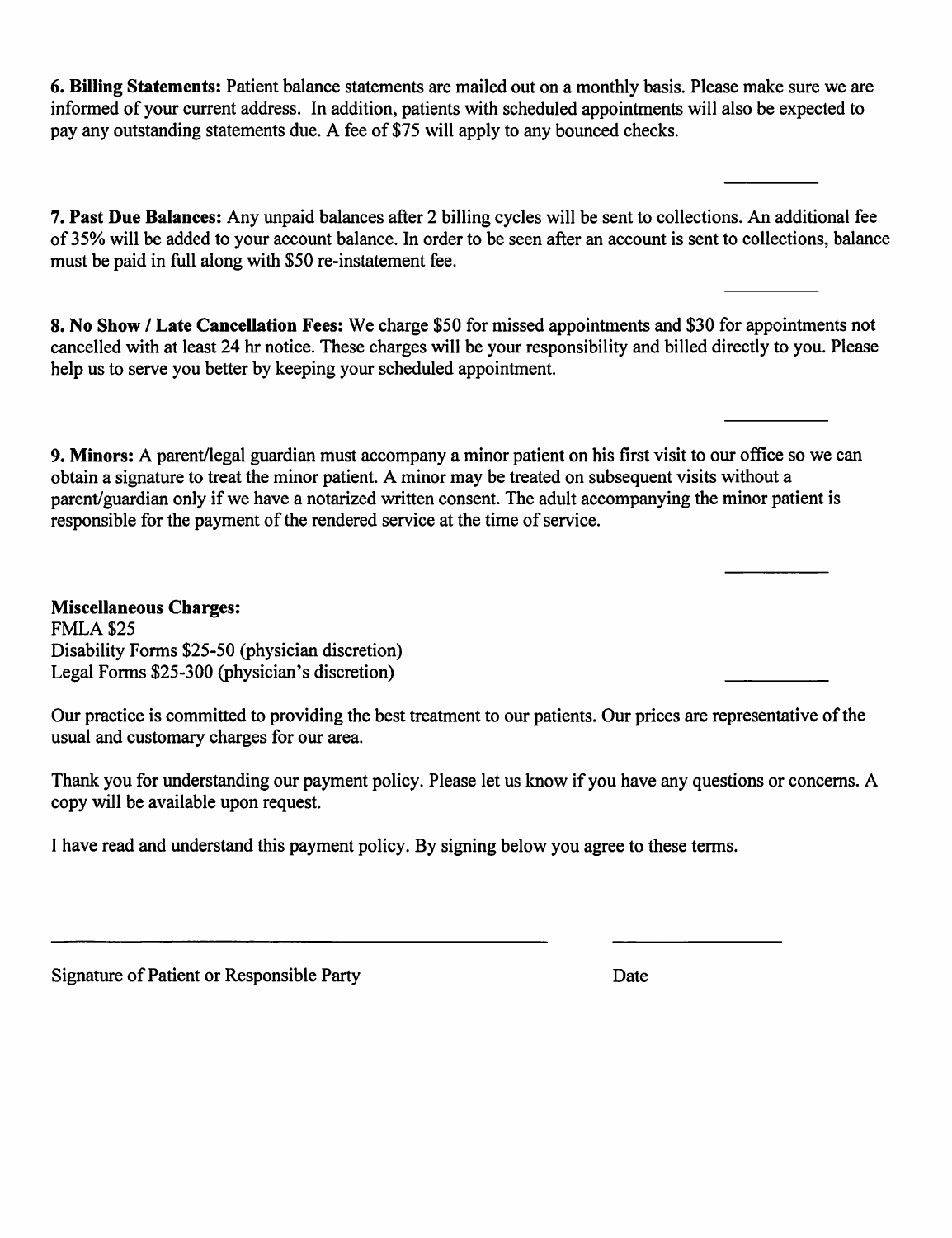**6. Billing Statements:** Patient balance statements are mailed out on a monthly basis. Please make sure we are informed of your current address. In addition, patients with scheduled appointments will also be expected to pay any outstanding statements due. A fee of $75 will apply to any bounced checks.

__________

**7. Past Due Balances:** Any unpaid balances after 2 billing cycles will be sent to collections. An additional fee of 35% will be added to your account balance. In order to be seen after an account is sent to collections, balance must be paid in full along with $50 re-instatement fee.

__________

**8. No Show / Late Cancellation Fees:** We charge $50 for missed appointments and $30 for appointments not cancelled with at least 24 hr notice. These charges will be your responsibility and billed directly to you. Please help us to serve you better by keeping your scheduled appointment.

__________

**9. Minors:** A parent/legal guardian must accompany a minor patient on his first visit to our office so we can obtain a signature to treat the minor patient. A minor may be treated on subsequent visits without a parent/guardian only if we have a notarized written consent. The adult accompanying the minor patient is responsible for the payment of the rendered service at the time of service.

__________

**Miscellaneous Charges:**
FMLA $25
Disability Forms $25-50 (physician discretion)
Legal Forms $25-300 (physician's discretion)

__________

Our practice is committed to providing the best treatment to our patients. Our prices are representative of the usual and customary charges for our area.

Thank you for understanding our payment policy. Please let us know if you have any questions or concerns. A copy will be available upon request.

I have read and understand this payment policy. By signing below you agree to these terms.

______________________________________________ ________________

Signature of Patient or Responsible Party Date